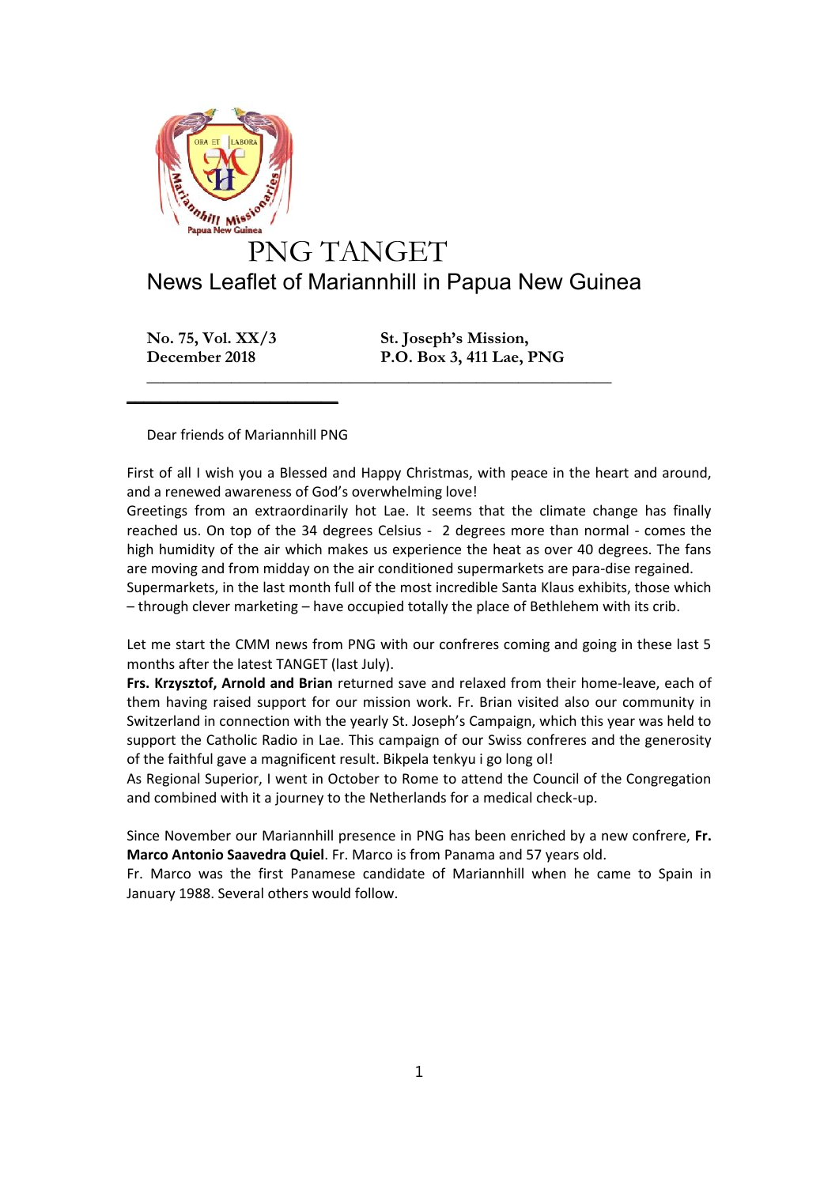# PNG TANGET

## News Leaflet of Mariannhill in Papua New Guinea

**No. 75, Vol. XX/3**
**December 2018**

**St. Joseph's Mission,**
**P.O. Box 3, 411 Lae, PNG**

---

Dear friends of Mariannhill PNG

First of all I wish you a Blessed and Happy Christmas, with peace in the heart and around, and a renewed awareness of God's overwhelming love!

Greetings from an extraordinarily hot Lae. It seems that the climate change has finally reached us. On top of the 34 degrees Celsius - 2 degrees more than normal - comes the high humidity of the air which makes us experience the heat as over 40 degrees. The fans are moving and from midday on the air conditioned supermarkets are para-dise regained. Supermarkets, in the last month full of the most incredible Santa Klaus exhibits, those which – through clever marketing – have occupied totally the place of Bethlehem with its crib.

Let me start the CMM news from PNG with our confreres coming and going in these last 5 months after the latest TANGET (last July).

**Frs. Krzysztof, Arnold and Brian** returned save and relaxed from their home-leave, each of them having raised support for our mission work. Fr. Brian visited also our community in Switzerland in connection with the yearly St. Joseph's Campaign, which this year was held to support the Catholic Radio in Lae. This campaign of our Swiss confreres and the generosity of the faithful gave a magnificent result. Bikpela tenkyu i go long ol!

As Regional Superior, I went in October to Rome to attend the Council of the Congregation and combined with it a journey to the Netherlands for a medical check-up.

Since November our Mariannhill presence in PNG has been enriched by a new confrere, **Fr. Marco Antonio Saavedra Quiel**. Fr. Marco is from Panama and 57 years old.

Fr. Marco was the first Panamese candidate of Mariannhill when he came to Spain in January 1988. Several others would follow.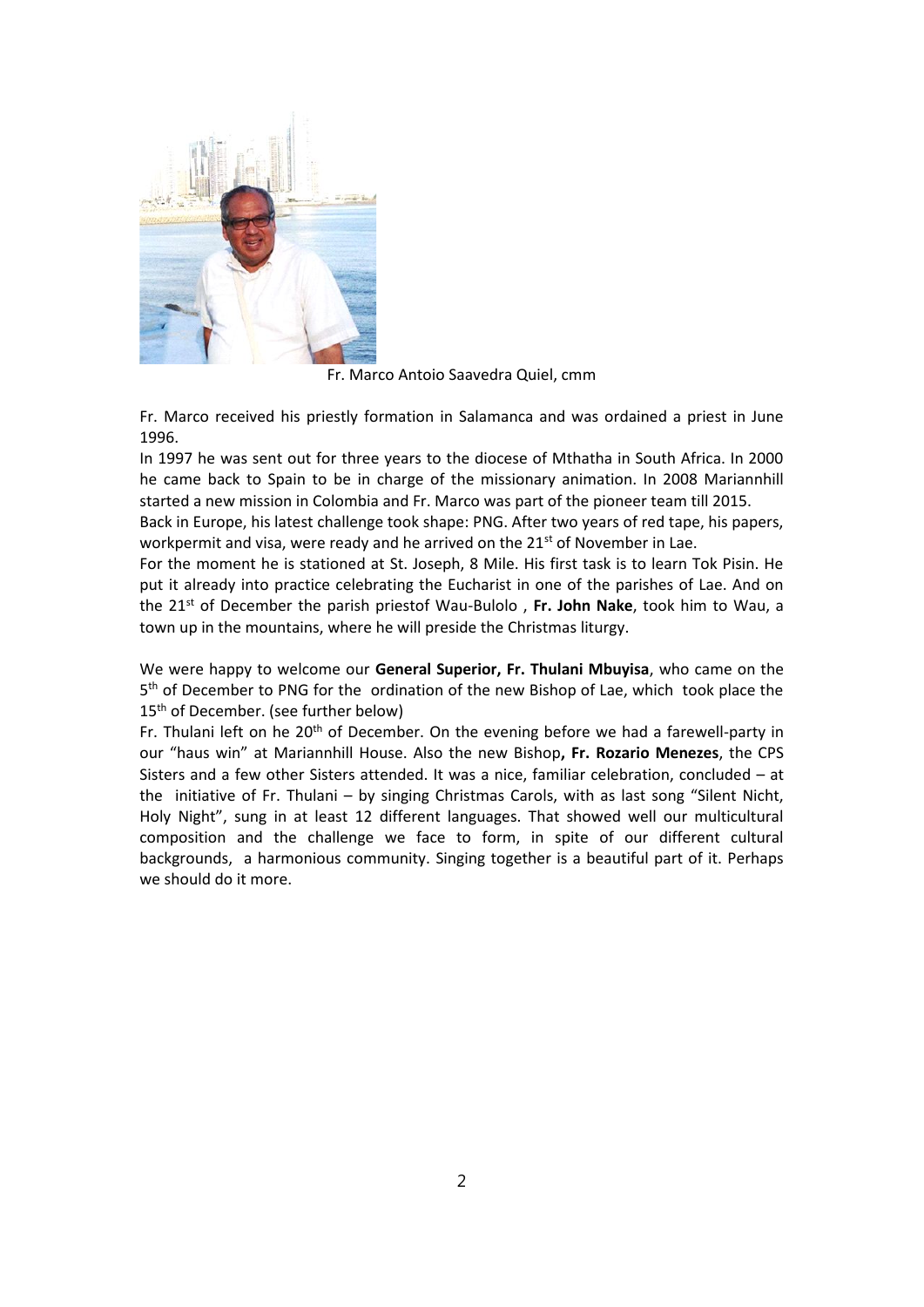Fr. Marco Antoio Saavedra Quiel, cmm

Fr. Marco received his priestly formation in Salamanca and was ordained a priest in June 1996.
In 1997 he was sent out for three years to the diocese of Mthatha in South Africa. In 2000 he came back to Spain to be in charge of the missionary animation. In 2008 Mariannhill started a new mission in Colombia and Fr. Marco was part of the pioneer team till 2015.
Back in Europe, his latest challenge took shape: PNG. After two years of red tape, his papers, workpermit and visa, were ready and he arrived on the 21st of November in Lae.
For the moment he is stationed at St. Joseph, 8 Mile. His first task is to learn Tok Pisin. He put it already into practice celebrating the Eucharist in one of the parishes of Lae. And on the 21st of December the parish priestof Wau-Bulolo , **Fr. John Nake**, took him to Wau, a town up in the mountains, where he will preside the Christmas liturgy.

We were happy to welcome our **General Superior, Fr. Thulani Mbuyisa**, who came on the 5th of December to PNG for the ordination of the new Bishop of Lae, which took place the 15th of December. (see further below)
Fr. Thulani left on he 20th of December. On the evening before we had a farewell-party in our "haus win" at Mariannhill House. Also the new Bishop**, Fr. Rozario Menezes**, the CPS Sisters and a few other Sisters attended. It was a nice, familiar celebration, concluded – at the initiative of Fr. Thulani – by singing Christmas Carols, with as last song "Silent Nicht, Holy Night", sung in at least 12 different languages. That showed well our multicultural composition and the challenge we face to form, in spite of our different cultural backgrounds, a harmonious community. Singing together is a beautiful part of it. Perhaps we should do it more.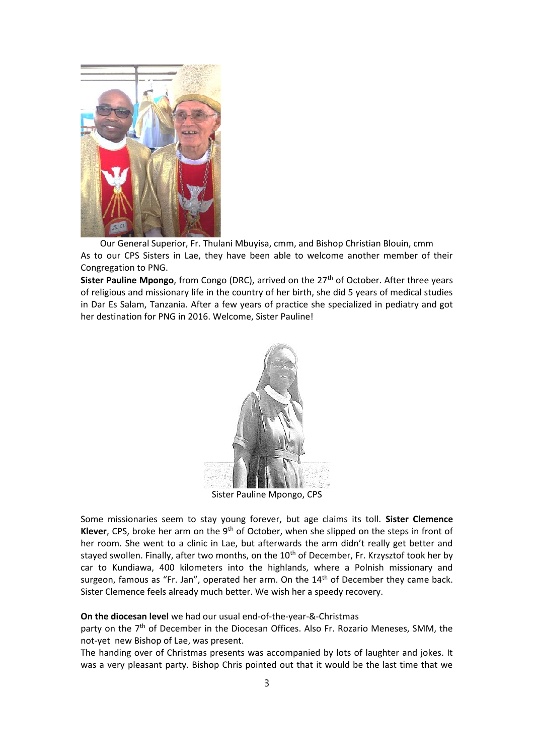Our General Superior, Fr. Thulani Mbuyisa, cmm, and Bishop Christian Blouin, cmm

As to our CPS Sisters in Lae, they have been able to welcome another member of their Congregation to PNG.

**Sister Pauline Mpongo**, from Congo (DRC), arrived on the 27th of October. After three years of religious and missionary life in the country of her birth, she did 5 years of medical studies in Dar Es Salam, Tanzania. After a few years of practice she specialized in pediatry and got her destination for PNG in 2016. Welcome, Sister Pauline!

Sister Pauline Mpongo, CPS

Some missionaries seem to stay young forever, but age claims its toll. **Sister Clemence Klever**, CPS, broke her arm on the 9th of October, when she slipped on the steps in front of her room. She went to a clinic in Lae, but afterwards the arm didn't really get better and stayed swollen. Finally, after two months, on the 10th of December, Fr. Krzysztof took her by car to Kundiawa, 400 kilometers into the highlands, where a Polnish missionary and surgeon, famous as "Fr. Jan", operated her arm. On the 14th of December they came back. Sister Clemence feels already much better. We wish her a speedy recovery.

**On the diocesan level** we had our usual end-of-the-year-&-Christmas party on the 7th of December in the Diocesan Offices. Also Fr. Rozario Meneses, SMM, the not-yet new Bishop of Lae, was present.

The handing over of Christmas presents was accompanied by lots of laughter and jokes. It was a very pleasant party. Bishop Chris pointed out that it would be the last time that we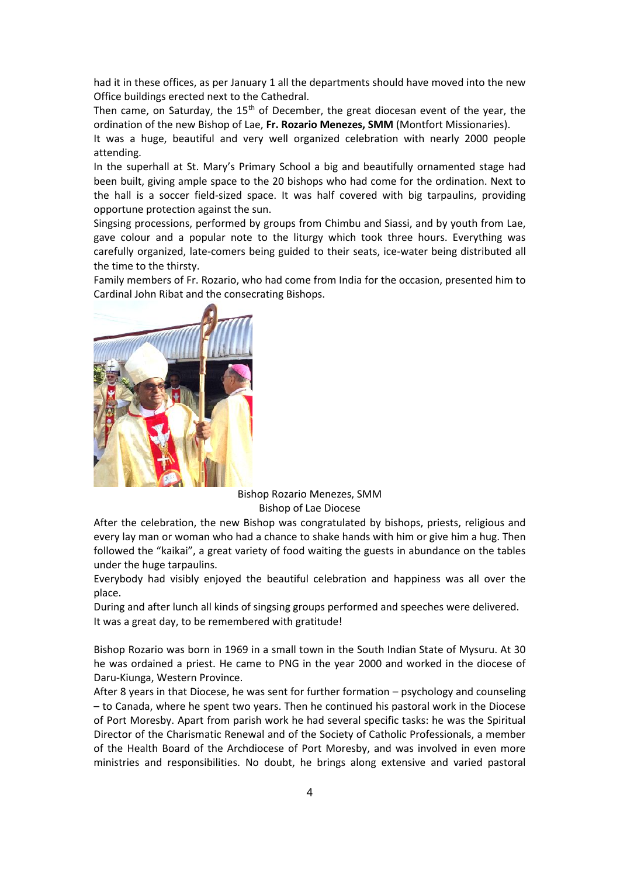had it in these offices, as per January 1 all the departments should have moved into the new Office buildings erected next to the Cathedral.

Then came, on Saturday, the 15th of December, the great diocesan event of the year, the ordination of the new Bishop of Lae, **Fr. Rozario Menezes, SMM** (Montfort Missionaries).

It was a huge, beautiful and very well organized celebration with nearly 2000 people attending.

In the superhall at St. Mary's Primary School a big and beautifully ornamented stage had been built, giving ample space to the 20 bishops who had come for the ordination. Next to the hall is a soccer field-sized space. It was half covered with big tarpaulins, providing opportune protection against the sun.

Singsing processions, performed by groups from Chimbu and Siassi, and by youth from Lae, gave colour and a popular note to the liturgy which took three hours. Everything was carefully organized, late-comers being guided to their seats, ice-water being distributed all the time to the thirsty.

Family members of Fr. Rozario, who had come from India for the occasion, presented him to Cardinal John Ribat and the consecrating Bishops.

Bishop Rozario Menezes, SMM
Bishop of Lae Diocese

After the celebration, the new Bishop was congratulated by bishops, priests, religious and every lay man or woman who had a chance to shake hands with him or give him a hug. Then followed the "kaikai", a great variety of food waiting the guests in abundance on the tables under the huge tarpaulins.

Everybody had visibly enjoyed the beautiful celebration and happiness was all over the place.

During and after lunch all kinds of singsing groups performed and speeches were delivered.

It was a great day, to be remembered with gratitude!

Bishop Rozario was born in 1969 in a small town in the South Indian State of Mysuru. At 30 he was ordained a priest. He came to PNG in the year 2000 and worked in the diocese of Daru-Kiunga, Western Province.

After 8 years in that Diocese, he was sent for further formation – psychology and counseling – to Canada, where he spent two years. Then he continued his pastoral work in the Diocese of Port Moresby. Apart from parish work he had several specific tasks: he was the Spiritual Director of the Charismatic Renewal and of the Society of Catholic Professionals, a member of the Health Board of the Archdiocese of Port Moresby, and was involved in even more ministries and responsibilities. No doubt, he brings along extensive and varied pastoral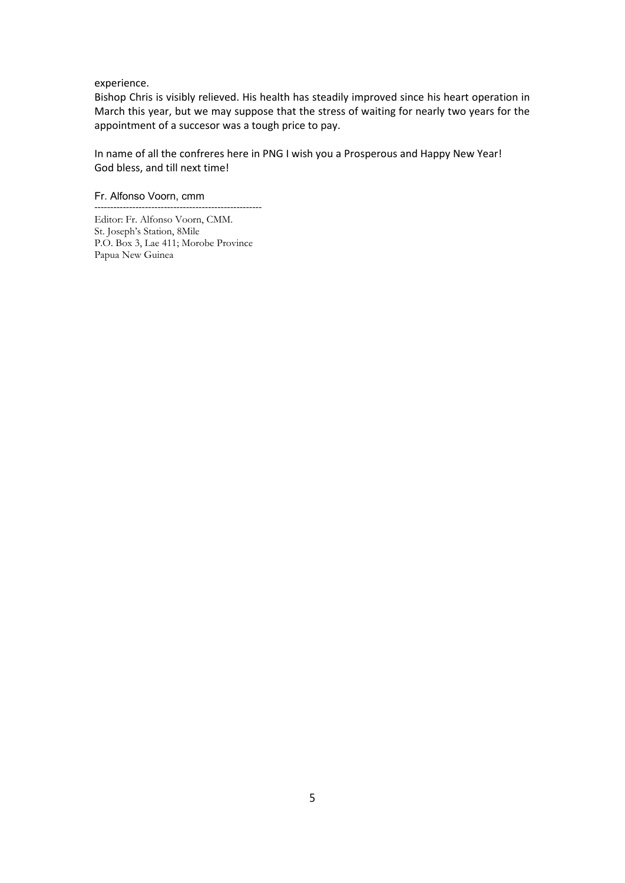experience.

Bishop Chris is visibly relieved. His health has steadily improved since his heart operation in March this year, but we may suppose that the stress of waiting for nearly two years for the appointment of a succesor was a tough price to pay.

In name of all the confreres here in PNG I wish you a Prosperous and Happy New Year!
God bless, and till next time!

Fr. Alfonso Voorn, cmm

-----------------------------------------------------

Editor: Fr. Alfonso Voorn, CMM.
St. Joseph's Station, 8Mile
P.O. Box 3, Lae 411; Morobe Province
Papua New Guinea